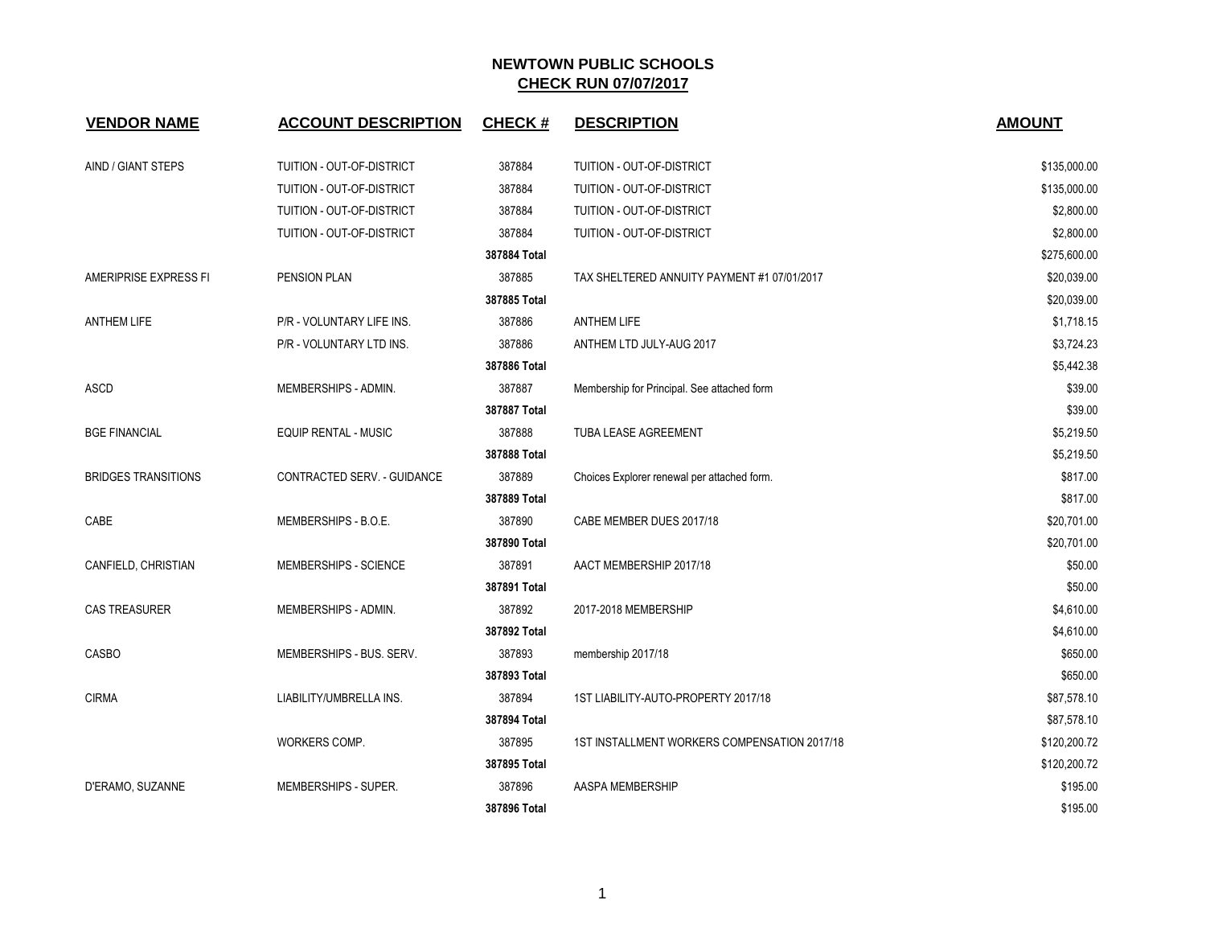## NEWTOWN PUBLIC SCHOOLS
## CHECK RUN 07/07/2017

| VENDOR NAME | ACCOUNT DESCRIPTION | CHECK # | DESCRIPTION | AMOUNT |
|---|---|---|---|---|
| AIND / GIANT STEPS | TUITION - OUT-OF-DISTRICT | 387884 | TUITION - OUT-OF-DISTRICT | $135,000.00 |
| | TUITION - OUT-OF-DISTRICT | 387884 | TUITION - OUT-OF-DISTRICT | $135,000.00 |
| | TUITION - OUT-OF-DISTRICT | 387884 | TUITION - OUT-OF-DISTRICT | $2,800.00 |
| | TUITION - OUT-OF-DISTRICT | 387884 | TUITION - OUT-OF-DISTRICT | $2,800.00 |
| | | **387884 Total** | | $275,600.00 |
| AMERIPRISE EXPRESS FI | PENSION PLAN | 387885 | TAX SHELTERED ANNUITY PAYMENT #1 07/01/2017 | $20,039.00 |
| | | **387885 Total** | | $20,039.00 |
| ANTHEM LIFE | P/R - VOLUNTARY LIFE INS. | 387886 | ANTHEM LIFE | $1,718.15 |
| | P/R - VOLUNTARY LTD INS. | 387886 | ANTHEM LTD JULY-AUG 2017 | $3,724.23 |
| | | **387886 Total** | | $5,442.38 |
| ASCD | MEMBERSHIPS - ADMIN. | 387887 | Membership for Principal. See attached form | $39.00 |
| | | **387887 Total** | | $39.00 |
| BGE FINANCIAL | EQUIP RENTAL - MUSIC | 387888 | TUBA LEASE AGREEMENT | $5,219.50 |
| | | **387888 Total** | | $5,219.50 |
| BRIDGES TRANSITIONS | CONTRACTED SERV. - GUIDANCE | 387889 | Choices Explorer renewal per attached form. | $817.00 |
| | | **387889 Total** | | $817.00 |
| CABE | MEMBERSHIPS - B.O.E. | 387890 | CABE MEMBER DUES 2017/18 | $20,701.00 |
| | | **387890 Total** | | $20,701.00 |
| CANFIELD, CHRISTIAN | MEMBERSHIPS - SCIENCE | 387891 | AACT MEMBERSHIP 2017/18 | $50.00 |
| | | **387891 Total** | | $50.00 |
| CAS TREASURER | MEMBERSHIPS - ADMIN. | 387892 | 2017-2018 MEMBERSHIP | $4,610.00 |
| | | **387892 Total** | | $4,610.00 |
| CASBO | MEMBERSHIPS - BUS. SERV. | 387893 | membership 2017/18 | $650.00 |
| | | **387893 Total** | | $650.00 |
| CIRMA | LIABILITY/UMBRELLA INS. | 387894 | 1ST LIABILITY-AUTO-PROPERTY 2017/18 | $87,578.10 |
| | | **387894 Total** | | $87,578.10 |
| | WORKERS COMP. | 387895 | 1ST INSTALLMENT WORKERS COMPENSATION 2017/18 | $120,200.72 |
| | | **387895 Total** | | $120,200.72 |
| D'ERAMO, SUZANNE | MEMBERSHIPS - SUPER. | 387896 | AASPA MEMBERSHIP | $195.00 |
| | | **387896 Total** | | $195.00 |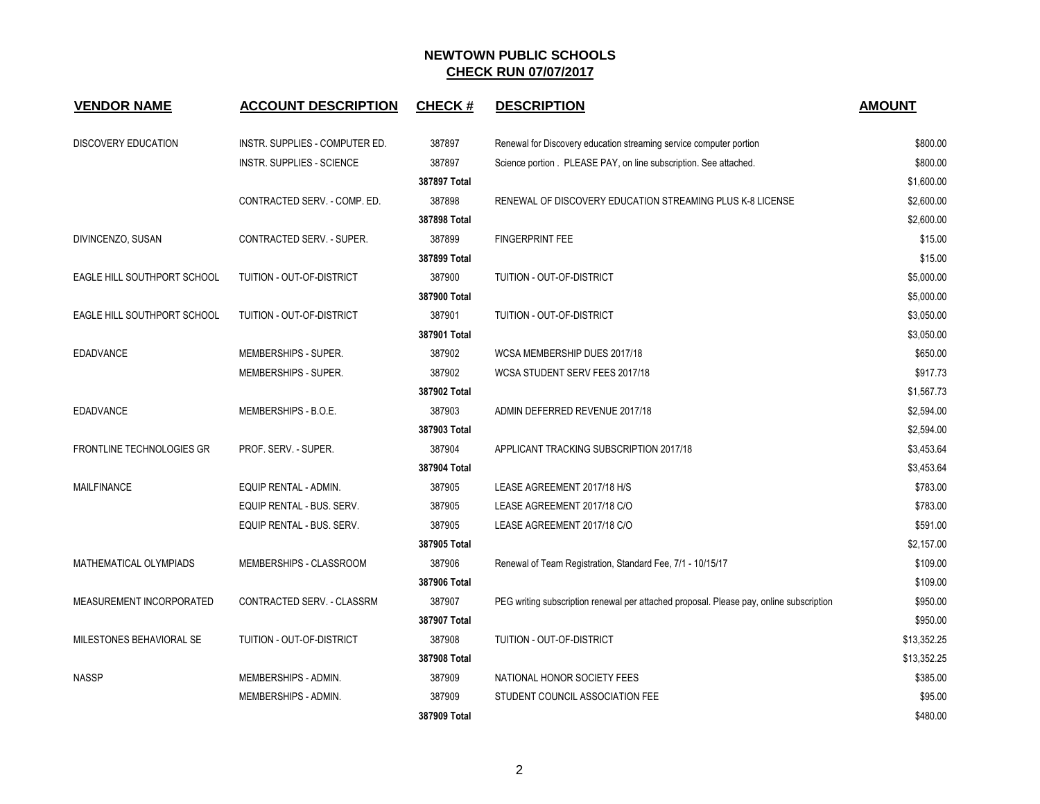# NEWTOWN PUBLIC SCHOOLS

## CHECK RUN 07/07/2017

| VENDOR NAME | ACCOUNT DESCRIPTION | CHECK # | DESCRIPTION | AMOUNT |
|---|---|---|---|---|
| DISCOVERY EDUCATION | INSTR. SUPPLIES - COMPUTER ED. | 387897 | Renewal for Discovery education streaming service computer portion | $800.00 |
| | INSTR. SUPPLIES - SCIENCE | 387897 | Science portion . PLEASE PAY, on line subscription. See attached. | $800.00 |
| | | **387897 Total** | | $1,600.00 |
| | CONTRACTED SERV. - COMP. ED. | 387898 | RENEWAL OF DISCOVERY EDUCATION STREAMING PLUS K-8 LICENSE | $2,600.00 |
| | | **387898 Total** | | $2,600.00 |
| DIVINCENZO, SUSAN | CONTRACTED SERV. - SUPER. | 387899 | FINGERPRINT FEE | $15.00 |
| | | **387899 Total** | | $15.00 |
| EAGLE HILL SOUTHPORT SCHOOL | TUITION - OUT-OF-DISTRICT | 387900 | TUITION - OUT-OF-DISTRICT | $5,000.00 |
| | | **387900 Total** | | $5,000.00 |
| EAGLE HILL SOUTHPORT SCHOOL | TUITION - OUT-OF-DISTRICT | 387901 | TUITION - OUT-OF-DISTRICT | $3,050.00 |
| | | **387901 Total** | | $3,050.00 |
| EDADVANCE | MEMBERSHIPS - SUPER. | 387902 | WCSA MEMBERSHIP DUES 2017/18 | $650.00 |
| | MEMBERSHIPS - SUPER. | 387902 | WCSA STUDENT SERV FEES 2017/18 | $917.73 |
| | | **387902 Total** | | $1,567.73 |
| EDADVANCE | MEMBERSHIPS - B.O.E. | 387903 | ADMIN DEFERRED REVENUE 2017/18 | $2,594.00 |
| | | **387903 Total** | | $2,594.00 |
| FRONTLINE TECHNOLOGIES GR | PROF. SERV. - SUPER. | 387904 | APPLICANT TRACKING SUBSCRIPTION 2017/18 | $3,453.64 |
| | | **387904 Total** | | $3,453.64 |
| MAILFINANCE | EQUIP RENTAL - ADMIN. | 387905 | LEASE AGREEMENT 2017/18 H/S | $783.00 |
| | EQUIP RENTAL - BUS. SERV. | 387905 | LEASE AGREEMENT 2017/18 C/O | $783.00 |
| | EQUIP RENTAL - BUS. SERV. | 387905 | LEASE AGREEMENT 2017/18 C/O | $591.00 |
| | | **387905 Total** | | $2,157.00 |
| MATHEMATICAL OLYMPIADS | MEMBERSHIPS - CLASSROOM | 387906 | Renewal of Team Registration, Standard Fee, 7/1 - 10/15/17 | $109.00 |
| | | **387906 Total** | | $109.00 |
| MEASUREMENT INCORPORATED | CONTRACTED SERV. - CLASSRM | 387907 | PEG writing subscription renewal per attached proposal. Please pay, online subscription | $950.00 |
| | | **387907 Total** | | $950.00 |
| MILESTONES BEHAVIORAL SE | TUITION - OUT-OF-DISTRICT | 387908 | TUITION - OUT-OF-DISTRICT | $13,352.25 |
| | | **387908 Total** | | $13,352.25 |
| NASSP | MEMBERSHIPS - ADMIN. | 387909 | NATIONAL HONOR SOCIETY FEES | $385.00 |
| | MEMBERSHIPS - ADMIN. | 387909 | STUDENT COUNCIL ASSOCIATION FEE | $95.00 |
| | | **387909 Total** | | $480.00 |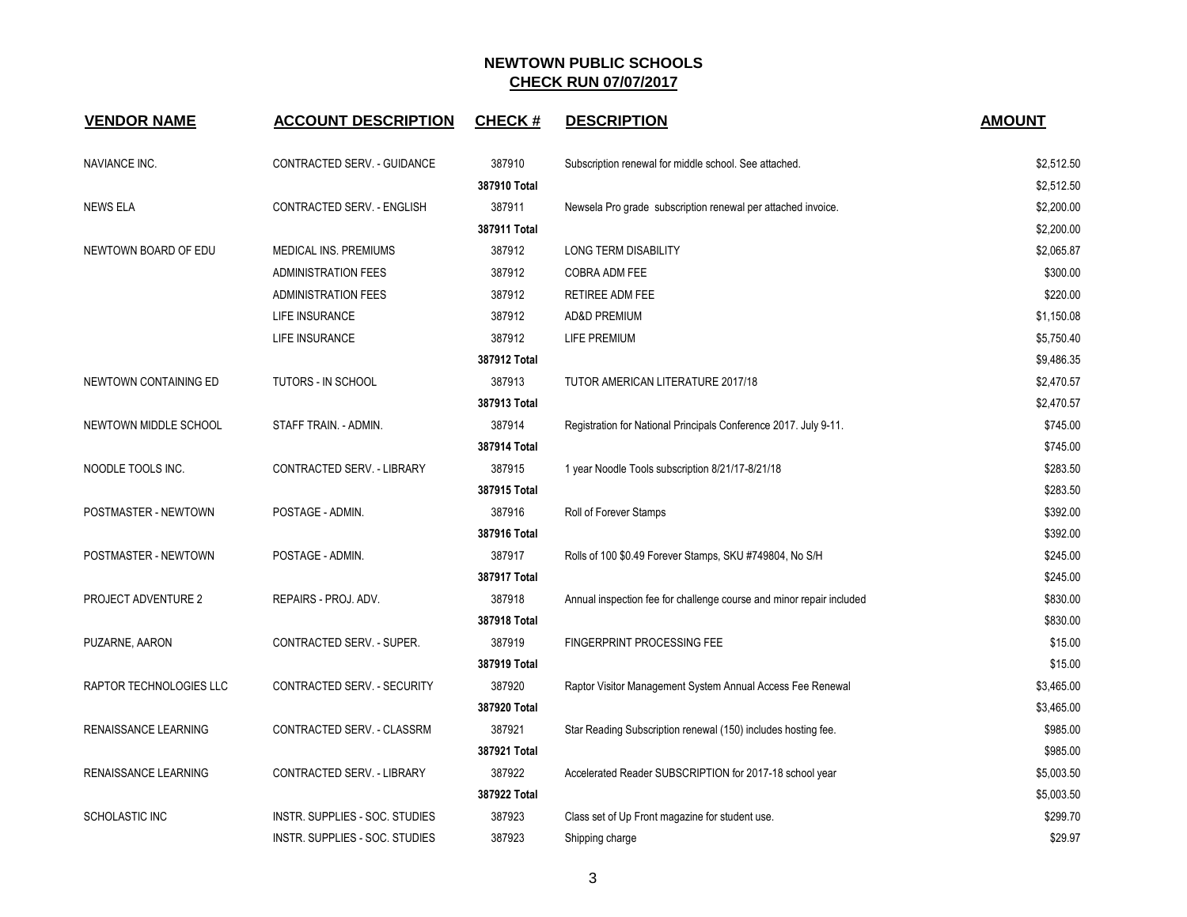# NEWTOWN PUBLIC SCHOOLS

## CHECK RUN 07/07/2017

| VENDOR NAME | ACCOUNT DESCRIPTION | CHECK # | DESCRIPTION | AMOUNT |
|---|---|---|---|---|
| NAVIANCE INC. | CONTRACTED SERV. - GUIDANCE | 387910 | Subscription renewal for middle school. See attached. | $2,512.50 |
| | | **387910 Total** | | $2,512.50 |
| NEWS ELA | CONTRACTED SERV. - ENGLISH | 387911 | Newsela Pro grade subscription renewal per attached invoice. | $2,200.00 |
| | | **387911 Total** | | $2,200.00 |
| NEWTOWN BOARD OF EDU | MEDICAL INS. PREMIUMS | 387912 | LONG TERM DISABILITY | $2,065.87 |
| | ADMINISTRATION FEES | 387912 | COBRA ADM FEE | $300.00 |
| | ADMINISTRATION FEES | 387912 | RETIREE ADM FEE | $220.00 |
| | LIFE INSURANCE | 387912 | AD&D PREMIUM | $1,150.08 |
| | LIFE INSURANCE | 387912 | LIFE PREMIUM | $5,750.40 |
| | | **387912 Total** | | $9,486.35 |
| NEWTOWN CONTAINING ED | TUTORS - IN SCHOOL | 387913 | TUTOR AMERICAN LITERATURE 2017/18 | $2,470.57 |
| | | **387913 Total** | | $2,470.57 |
| NEWTOWN MIDDLE SCHOOL | STAFF TRAIN. - ADMIN. | 387914 | Registration for National Principals Conference 2017. July 9-11. | $745.00 |
| | | **387914 Total** | | $745.00 |
| NOODLE TOOLS INC. | CONTRACTED SERV. - LIBRARY | 387915 | 1 year Noodle Tools subscription 8/21/17-8/21/18 | $283.50 |
| | | **387915 Total** | | $283.50 |
| POSTMASTER - NEWTOWN | POSTAGE - ADMIN. | 387916 | Roll of Forever Stamps | $392.00 |
| | | **387916 Total** | | $392.00 |
| POSTMASTER - NEWTOWN | POSTAGE - ADMIN. | 387917 | Rolls of 100 $0.49 Forever Stamps, SKU #749804, No S/H | $245.00 |
| | | **387917 Total** | | $245.00 |
| PROJECT ADVENTURE 2 | REPAIRS - PROJ. ADV. | 387918 | Annual inspection fee for challenge course and minor repair included | $830.00 |
| | | **387918 Total** | | $830.00 |
| PUZARNE, AARON | CONTRACTED SERV. - SUPER. | 387919 | FINGERPRINT PROCESSING FEE | $15.00 |
| | | **387919 Total** | | $15.00 |
| RAPTOR TECHNOLOGIES LLC | CONTRACTED SERV. - SECURITY | 387920 | Raptor Visitor Management System Annual Access Fee Renewal | $3,465.00 |
| | | **387920 Total** | | $3,465.00 |
| RENAISSANCE LEARNING | CONTRACTED SERV. - CLASSRM | 387921 | Star Reading Subscription renewal (150) includes hosting fee. | $985.00 |
| | | **387921 Total** | | $985.00 |
| RENAISSANCE LEARNING | CONTRACTED SERV. - LIBRARY | 387922 | Accelerated Reader SUBSCRIPTION for 2017-18 school year | $5,003.50 |
| | | **387922 Total** | | $5,003.50 |
| SCHOLASTIC INC | INSTR. SUPPLIES - SOC. STUDIES | 387923 | Class set of Up Front magazine for student use. | $299.70 |
| | INSTR. SUPPLIES - SOC. STUDIES | 387923 | Shipping charge | $29.97 |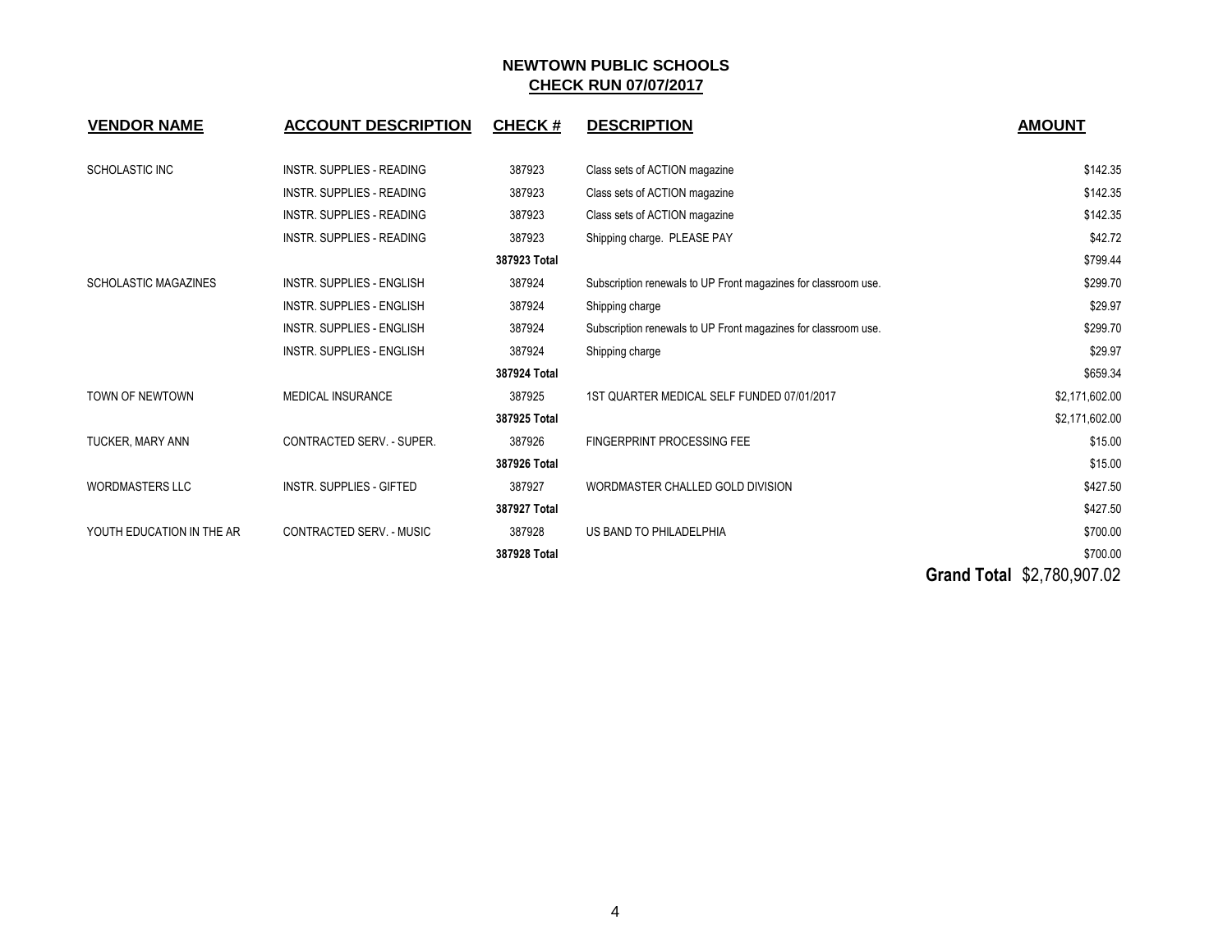## NEWTOWN PUBLIC SCHOOLS
## CHECK RUN 07/07/2017

| VENDOR NAME | ACCOUNT DESCRIPTION | CHECK # | DESCRIPTION | AMOUNT |
|---|---|---|---|---|
| SCHOLASTIC INC | INSTR. SUPPLIES - READING | 387923 | Class sets of ACTION magazine | $142.35 |
| | INSTR. SUPPLIES - READING | 387923 | Class sets of ACTION magazine | $142.35 |
| | INSTR. SUPPLIES - READING | 387923 | Class sets of ACTION magazine | $142.35 |
| | INSTR. SUPPLIES - READING | 387923 | Shipping charge. PLEASE PAY | $42.72 |
| | | **387923 Total** | | $799.44 |
| SCHOLASTIC MAGAZINES | INSTR. SUPPLIES - ENGLISH | 387924 | Subscription renewals to UP Front magazines for classroom use. | $299.70 |
| | INSTR. SUPPLIES - ENGLISH | 387924 | Shipping charge | $29.97 |
| | INSTR. SUPPLIES - ENGLISH | 387924 | Subscription renewals to UP Front magazines for classroom use. | $299.70 |
| | INSTR. SUPPLIES - ENGLISH | 387924 | Shipping charge | $29.97 |
| | | **387924 Total** | | $659.34 |
| TOWN OF NEWTOWN | MEDICAL INSURANCE | 387925 | 1ST QUARTER MEDICAL SELF FUNDED 07/01/2017 | $2,171,602.00 |
| | | **387925 Total** | | $2,171,602.00 |
| TUCKER, MARY ANN | CONTRACTED SERV. - SUPER. | 387926 | FINGERPRINT PROCESSING FEE | $15.00 |
| | | **387926 Total** | | $15.00 |
| WORDMASTERS LLC | INSTR. SUPPLIES - GIFTED | 387927 | WORDMASTER CHALLED GOLD DIVISION | $427.50 |
| | | **387927 Total** | | $427.50 |
| YOUTH EDUCATION IN THE AR | CONTRACTED SERV. - MUSIC | 387928 | US BAND TO PHILADELPHIA | $700.00 |
| | | **387928 Total** | | $700.00 |
| | | | **Grand Total** | $2,780,907.02 |